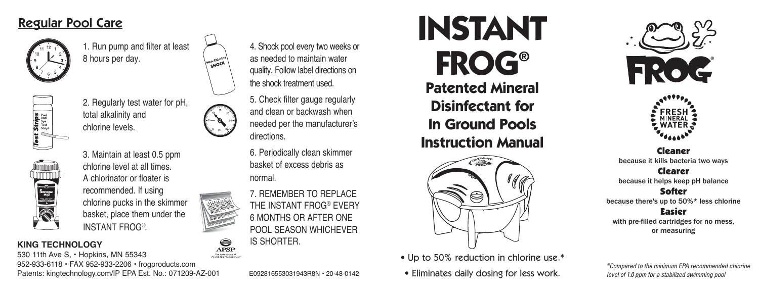## Regular Pool Care

1. Run pump and filter at least 8 hours per day.

2. Regularly test water for pH, total alkalinity and chlorine levels.

3. Maintain at least 0.5 ppm chlorine level at all times. A chlorinator or floater is recommended. If using chlorine pucks in the skimmer basket, place them under the INSTANT FROG®.

4. Shock pool every two weeks or as needed to maintain water quality. Follow label directions on the shock treatment used.

5. Check filter gauge regularly and clean or backwash when needed per the manufacturer's directions.

6. Periodically clean skimmer basket of excess debris as normal.

7. REMEMBER TO REPLACE THE INSTANT FROG® EVERY 6 MONTHS OR AFTER ONE POOL SEASON WHICHEVER IS SHORTER.

**KING TECHNOLOGY**
530 11th Ave S, • Hopkins, MN 55343
952-933-6118 • FAX 952-933-2206 • frogproducts.com
Patents: kingtechnology.com/IP EPA Est. No.: 071209-AZ-001

E092816553031943R8N • 20-48-0142

# INSTANT FROG®

## Patented Mineral Disinfectant for In Ground Pools Instruction Manual

- Up to 50% reduction in chlorine use.*
- Eliminates daily dosing for less work.

FROG®

FRESH MINERAL WATER

**Cleaner**
because it kills bacteria two ways

**Clearer**
because it helps keep pH balance

**Softer**
because there's up to 50%* less chlorine

**Easier**
with pre-filled cartridges for no mess, or measuring

*\*Compared to the minimum EPA recommended chlorine level of 1.0 ppm for a stabilized swimming pool*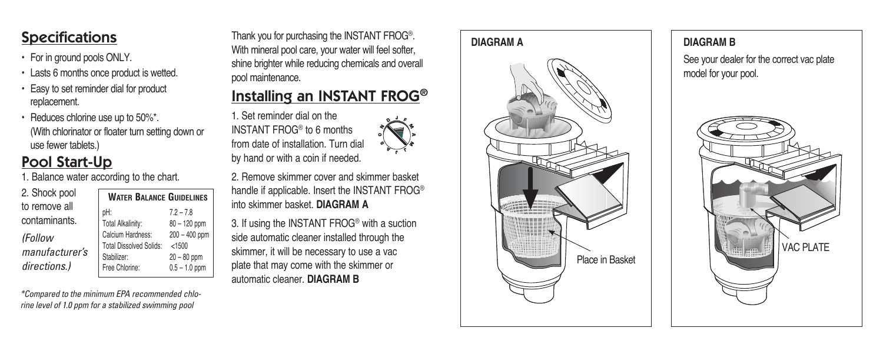## Specifications

- For in ground pools ONLY.
- Lasts 6 months once product is wetted.
- Easy to set reminder dial for product replacement.
- Reduces chlorine use up to 50%*. (With chlorinator or floater turn setting down or use fewer tablets.)

## Pool Start-Up

1. Balance water according to the chart.

2. Shock pool to remove all contaminants.

*(Follow manufacturer's directions.)*

| Water Balance Guidelines | |
|---|---|
| pH: | 7.2 – 7.8 |
| Total Alkalinity: | 80 – 120 ppm |
| Calcium Hardness: | 200 – 400 ppm |
| Total Dissolved Solids: | <1500 |
| Stabilizer: | 20 – 80 ppm |
| Free Chlorine: | 0.5 – 1.0 ppm |

*\*Compared to the minimum EPA recommended chlorine level of 1.0 ppm for a stabilized swimming pool*

Thank you for purchasing the INSTANT FROG®. With mineral pool care, your water will feel softer, shine brighter while reducing chemicals and overall pool maintenance.

## Installing an INSTANT FROG®

1. Set reminder dial on the INSTANT FROG® to 6 months from date of installation. Turn dial by hand or with a coin if needed.

2. Remove skimmer cover and skimmer basket handle if applicable. Insert the INSTANT FROG® into skimmer basket. **DIAGRAM A**

3. If using the INSTANT FROG® with a suction side automatic cleaner installed through the skimmer, it will be necessary to use a vac plate that may come with the skimmer or automatic cleaner. **DIAGRAM B**

**DIAGRAM A**

Place in Basket

**DIAGRAM B**

See your dealer for the correct vac plate model for your pool.

VAC PLATE